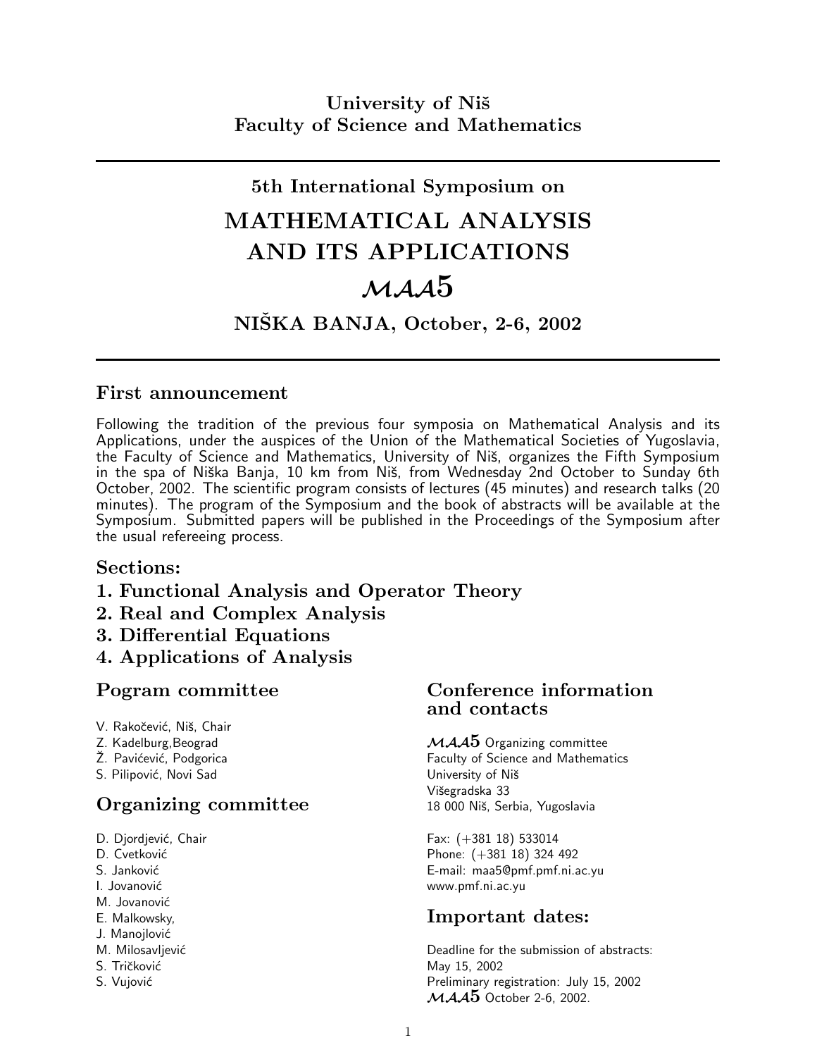**University of Niš**
**Faculty of Science and Mathematics**

---

**5th International Symposium on**

# MATHEMATICAL ANALYSIS AND ITS APPLICATIONS

# $\mathcal{MAA}$5

## NIŠKA BANJA, October, 2-6, 2002

---

## First announcement

Following the tradition of the previous four symposia on Mathematical Analysis and its Applications, under the auspices of the Union of the Mathematical Societies of Yugoslavia, the Faculty of Science and Mathematics, University of Niš, organizes the Fifth Symposium in the spa of Niška Banja, 10 km from Niš, from Wednesday 2nd October to Sunday 6th October, 2002. The scientific program consists of lectures (45 minutes) and research talks (20 minutes). The program of the Symposium and the book of abstracts will be available at the Symposium. Submitted papers will be published in the Proceedings of the Symposium after the usual refereeing process.

## Sections:

**1. Functional Analysis and Operator Theory**
**2. Real and Complex Analysis**
**3. Differential Equations**
**4. Applications of Analysis**

## Pogram committee

V. Rakočević, Niš, Chair
Z. Kadelburg,Beograd
Ž. Pavićević, Podgorica
S. Pilipović, Novi Sad

## Organizing committee

D. Djordjević, Chair
D. Cvetković
S. Janković
I. Jovanović
M. Jovanović
E. Malkowsky,
J. Manojlović
M. Milosavljević
S. Tričković
S. Vujović

## Conference information and contacts

$\mathcal{MAA}$5 Organizing committee
Faculty of Science and Mathematics
University of Niš
Višegradska 33
18 000 Niš, Serbia, Yugoslavia

Fax: (+381 18) 533014
Phone: (+381 18) 324 492
E-mail: maa5@pmf.pmf.ni.ac.yu
www.pmf.ni.ac.yu

## Important dates:

Deadline for the submission of abstracts:
May 15, 2002
Preliminary registration: July 15, 2002
$\mathcal{MAA}$5 October 2-6, 2002.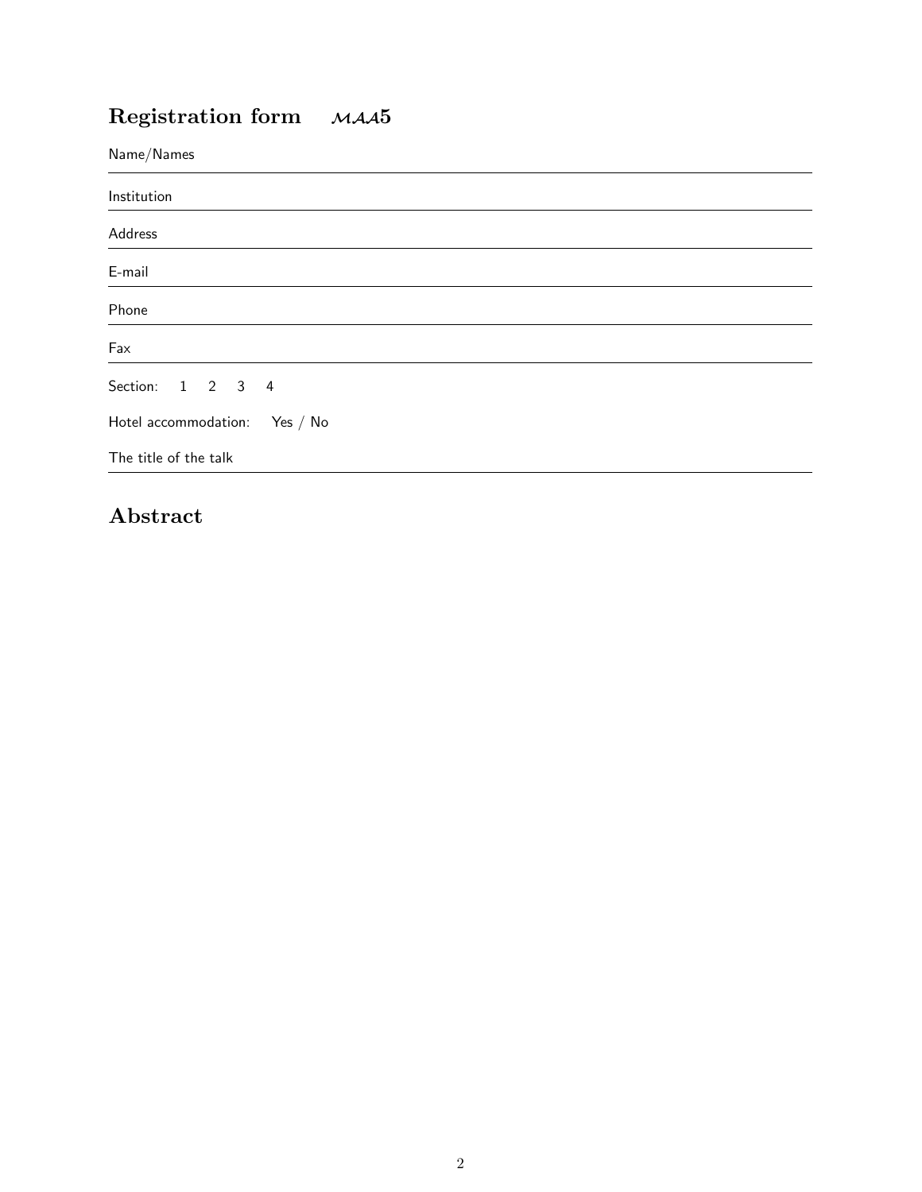## Registration form $\mathcal{MAA}$5

Name/Names

---

Institution

---

Address

---

E-mail

---

Phone

---

Fax

---

Section: 1 2 3 4

Hotel accommodation: Yes / No

The title of the talk

---

## Abstract